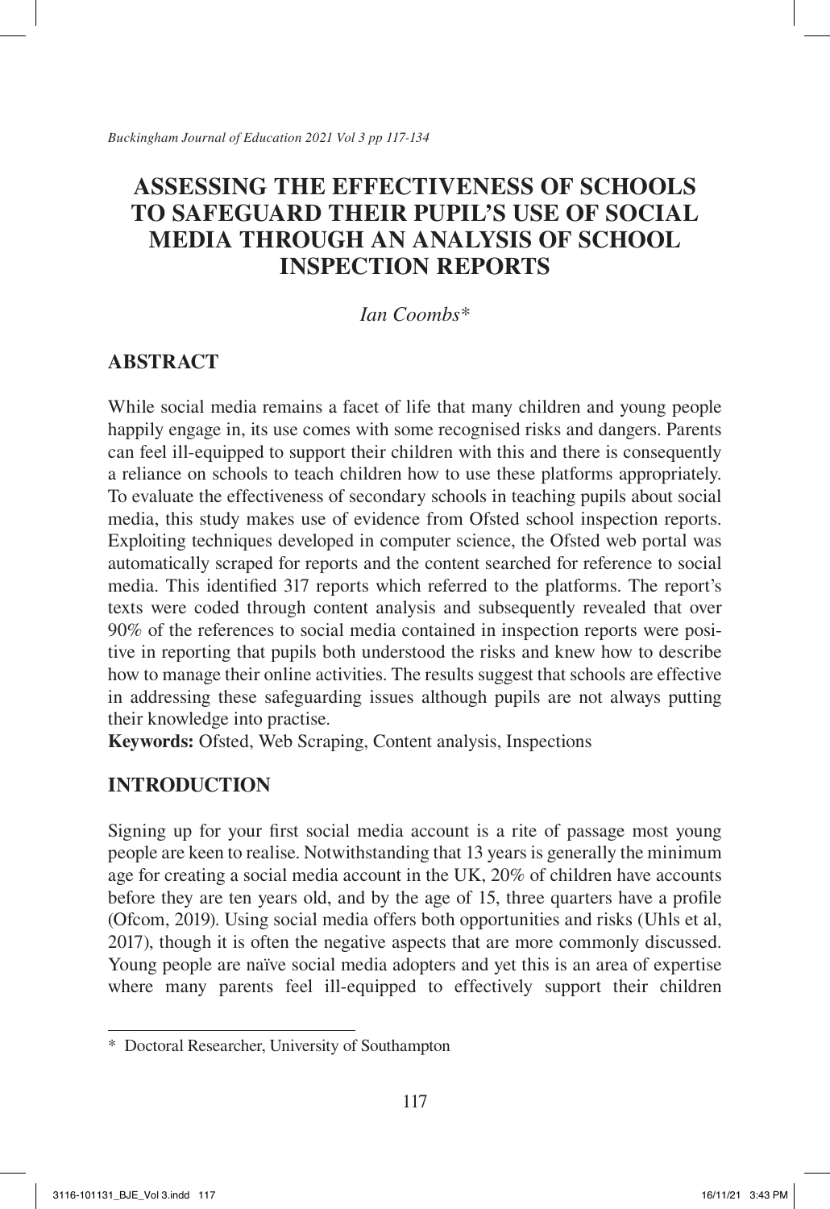# ASSESSING THE EFFECTIVENESS OF SCHOOLS TO SAFEGUARD THEIR PUPIL'S USE OF SOCIAL MEDIA THROUGH AN ANALYSIS OF SCHOOL INSPECTION REPORTS

*Ian Coombs**

## ABSTRACT

While social media remains a facet of life that many children and young people happily engage in, its use comes with some recognised risks and dangers. Parents can feel ill-equipped to support their children with this and there is consequently a reliance on schools to teach children how to use these platforms appropriately. To evaluate the effectiveness of secondary schools in teaching pupils about social media, this study makes use of evidence from Ofsted school inspection reports. Exploiting techniques developed in computer science, the Ofsted web portal was automatically scraped for reports and the content searched for reference to social media. This identified 317 reports which referred to the platforms. The report's texts were coded through content analysis and subsequently revealed that over 90% of the references to social media contained in inspection reports were positive in reporting that pupils both understood the risks and knew how to describe how to manage their online activities. The results suggest that schools are effective in addressing these safeguarding issues although pupils are not always putting their knowledge into practise.

**Keywords:** Ofsted, Web Scraping, Content analysis, Inspections

## INTRODUCTION

Signing up for your first social media account is a rite of passage most young people are keen to realise. Notwithstanding that 13 years is generally the minimum age for creating a social media account in the UK, 20% of children have accounts before they are ten years old, and by the age of 15, three quarters have a profile (Ofcom, 2019). Using social media offers both opportunities and risks (Uhls et al, 2017), though it is often the negative aspects that are more commonly discussed. Young people are naïve social media adopters and yet this is an area of expertise where many parents feel ill-equipped to effectively support their children

\* Doctoral Researcher, University of Southampton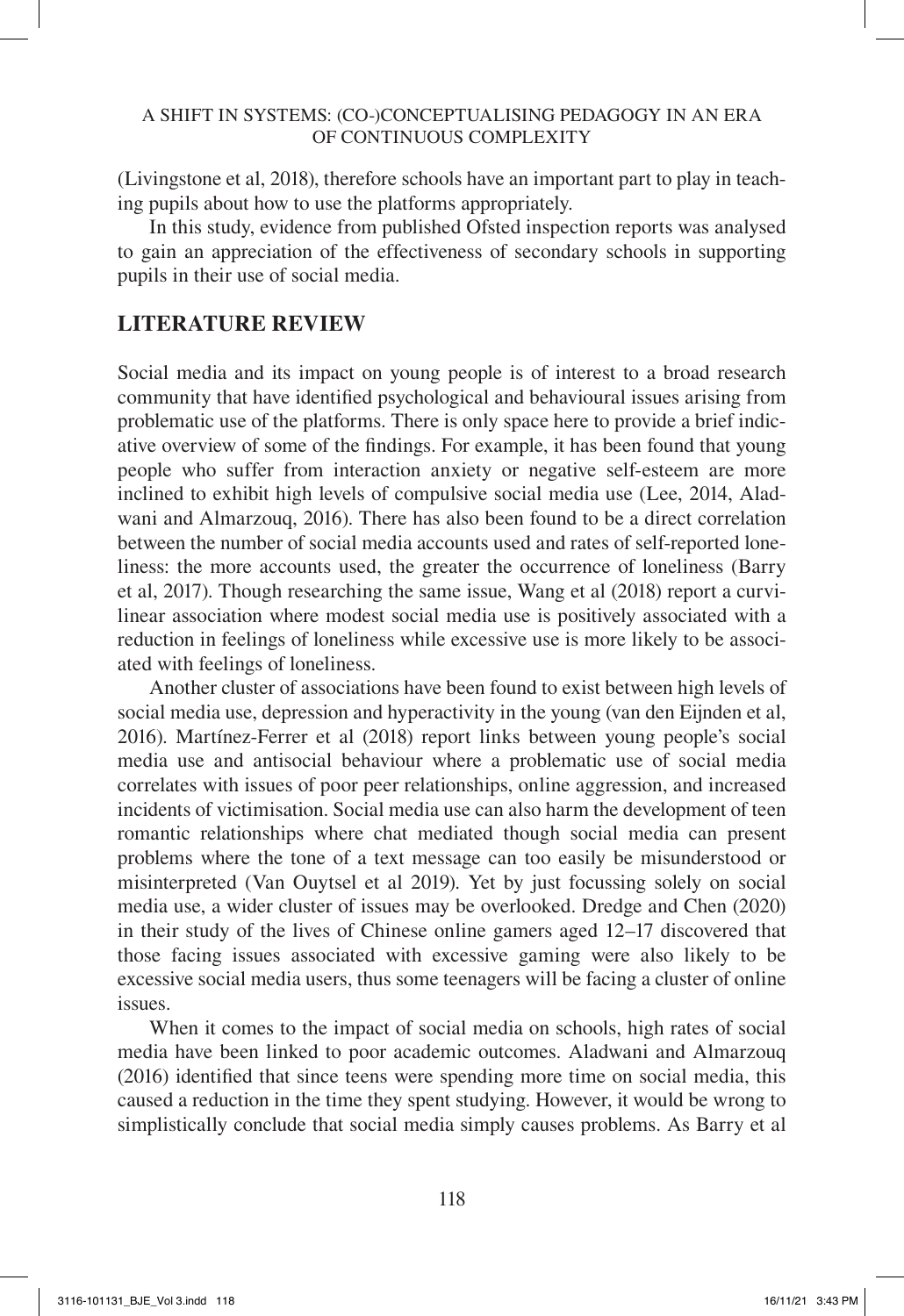(Livingstone et al, 2018), therefore schools have an important part to play in teaching pupils about how to use the platforms appropriately.

In this study, evidence from published Ofsted inspection reports was analysed to gain an appreciation of the effectiveness of secondary schools in supporting pupils in their use of social media.

## LITERATURE REVIEW

Social media and its impact on young people is of interest to a broad research community that have identified psychological and behavioural issues arising from problematic use of the platforms. There is only space here to provide a brief indicative overview of some of the findings. For example, it has been found that young people who suffer from interaction anxiety or negative self-esteem are more inclined to exhibit high levels of compulsive social media use (Lee, 2014, Aladwani and Almarzouq, 2016). There has also been found to be a direct correlation between the number of social media accounts used and rates of self-reported loneliness: the more accounts used, the greater the occurrence of loneliness (Barry et al, 2017). Though researching the same issue, Wang et al (2018) report a curvilinear association where modest social media use is positively associated with a reduction in feelings of loneliness while excessive use is more likely to be associated with feelings of loneliness.

Another cluster of associations have been found to exist between high levels of social media use, depression and hyperactivity in the young (van den Eijnden et al, 2016). Martínez-Ferrer et al (2018) report links between young people's social media use and antisocial behaviour where a problematic use of social media correlates with issues of poor peer relationships, online aggression, and increased incidents of victimisation. Social media use can also harm the development of teen romantic relationships where chat mediated though social media can present problems where the tone of a text message can too easily be misunderstood or misinterpreted (Van Ouytsel et al 2019). Yet by just focussing solely on social media use, a wider cluster of issues may be overlooked. Dredge and Chen (2020) in their study of the lives of Chinese online gamers aged 12–17 discovered that those facing issues associated with excessive gaming were also likely to be excessive social media users, thus some teenagers will be facing a cluster of online issues.

When it comes to the impact of social media on schools, high rates of social media have been linked to poor academic outcomes. Aladwani and Almarzouq (2016) identified that since teens were spending more time on social media, this caused a reduction in the time they spent studying. However, it would be wrong to simplistically conclude that social media simply causes problems. As Barry et al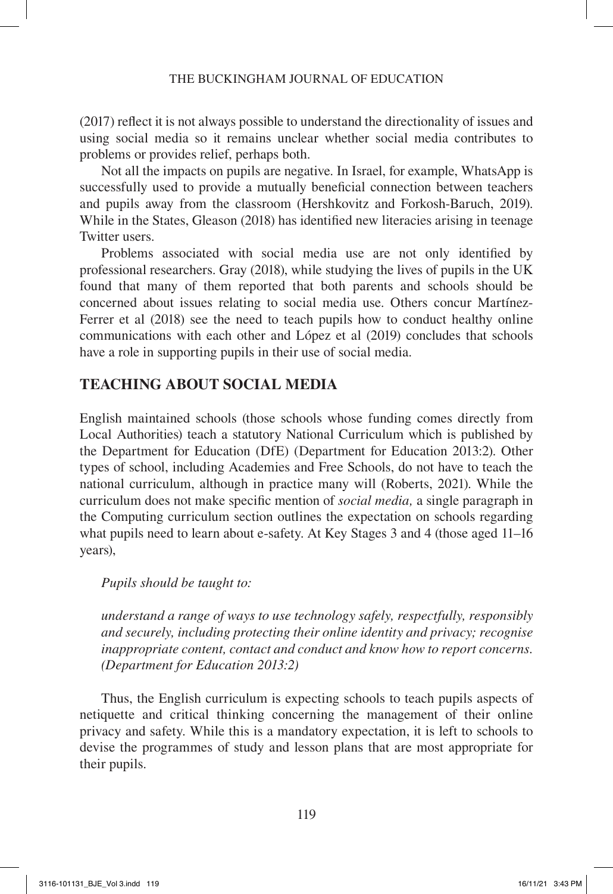(2017) reflect it is not always possible to understand the directionality of issues and using social media so it remains unclear whether social media contributes to problems or provides relief, perhaps both.

Not all the impacts on pupils are negative. In Israel, for example, WhatsApp is successfully used to provide a mutually beneficial connection between teachers and pupils away from the classroom (Hershkovitz and Forkosh-Baruch, 2019). While in the States, Gleason (2018) has identified new literacies arising in teenage Twitter users.

Problems associated with social media use are not only identified by professional researchers. Gray (2018), while studying the lives of pupils in the UK found that many of them reported that both parents and schools should be concerned about issues relating to social media use. Others concur Martínez-Ferrer et al (2018) see the need to teach pupils how to conduct healthy online communications with each other and López et al (2019) concludes that schools have a role in supporting pupils in their use of social media.

## TEACHING ABOUT SOCIAL MEDIA

English maintained schools (those schools whose funding comes directly from Local Authorities) teach a statutory National Curriculum which is published by the Department for Education (DfE) (Department for Education 2013:2). Other types of school, including Academies and Free Schools, do not have to teach the national curriculum, although in practice many will (Roberts, 2021). While the curriculum does not make specific mention of *social media,* a single paragraph in the Computing curriculum section outlines the expectation on schools regarding what pupils need to learn about e-safety. At Key Stages 3 and 4 (those aged 11–16 years),

> *Pupils should be taught to:*
>
> *understand a range of ways to use technology safely, respectfully, responsibly and securely, including protecting their online identity and privacy; recognise inappropriate content, contact and conduct and know how to report concerns. (Department for Education 2013:2)*

Thus, the English curriculum is expecting schools to teach pupils aspects of netiquette and critical thinking concerning the management of their online privacy and safety. While this is a mandatory expectation, it is left to schools to devise the programmes of study and lesson plans that are most appropriate for their pupils.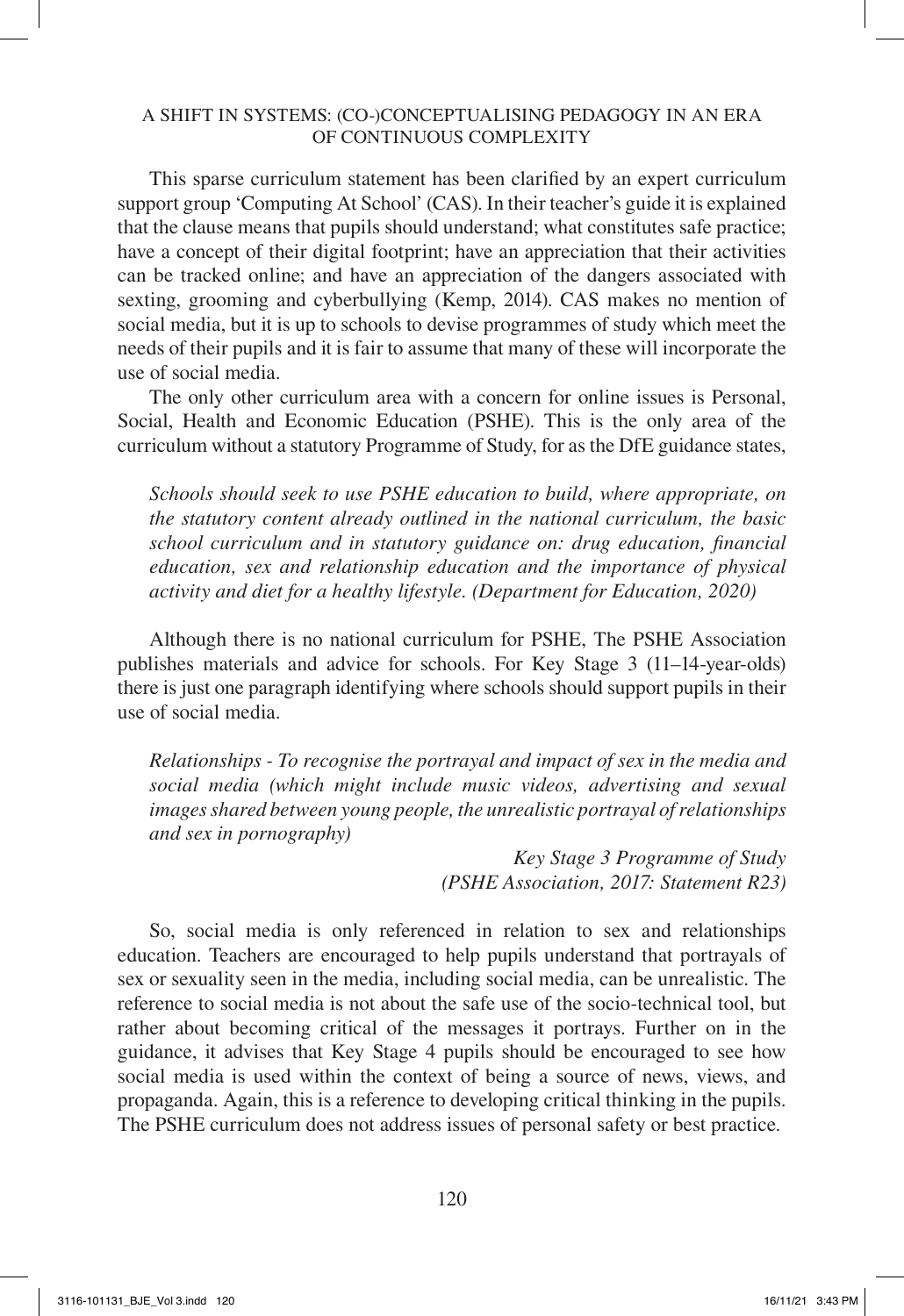This sparse curriculum statement has been clarified by an expert curriculum support group 'Computing At School' (CAS). In their teacher's guide it is explained that the clause means that pupils should understand; what constitutes safe practice; have a concept of their digital footprint; have an appreciation that their activities can be tracked online; and have an appreciation of the dangers associated with sexting, grooming and cyberbullying (Kemp, 2014). CAS makes no mention of social media, but it is up to schools to devise programmes of study which meet the needs of their pupils and it is fair to assume that many of these will incorporate the use of social media.

The only other curriculum area with a concern for online issues is Personal, Social, Health and Economic Education (PSHE). This is the only area of the curriculum without a statutory Programme of Study, for as the DfE guidance states,

> *Schools should seek to use PSHE education to build, where appropriate, on the statutory content already outlined in the national curriculum, the basic school curriculum and in statutory guidance on: drug education, financial education, sex and relationship education and the importance of physical activity and diet for a healthy lifestyle. (Department for Education, 2020)*

Although there is no national curriculum for PSHE, The PSHE Association publishes materials and advice for schools. For Key Stage 3 (11–14-year-olds) there is just one paragraph identifying where schools should support pupils in their use of social media.

> *Relationships - To recognise the portrayal and impact of sex in the media and social media (which might include music videos, advertising and sexual images shared between young people, the unrealistic portrayal of relationships and sex in pornography)*
>
> *Key Stage 3 Programme of Study (PSHE Association, 2017: Statement R23)*

So, social media is only referenced in relation to sex and relationships education. Teachers are encouraged to help pupils understand that portrayals of sex or sexuality seen in the media, including social media, can be unrealistic. The reference to social media is not about the safe use of the socio-technical tool, but rather about becoming critical of the messages it portrays. Further on in the guidance, it advises that Key Stage 4 pupils should be encouraged to see how social media is used within the context of being a source of news, views, and propaganda. Again, this is a reference to developing critical thinking in the pupils. The PSHE curriculum does not address issues of personal safety or best practice.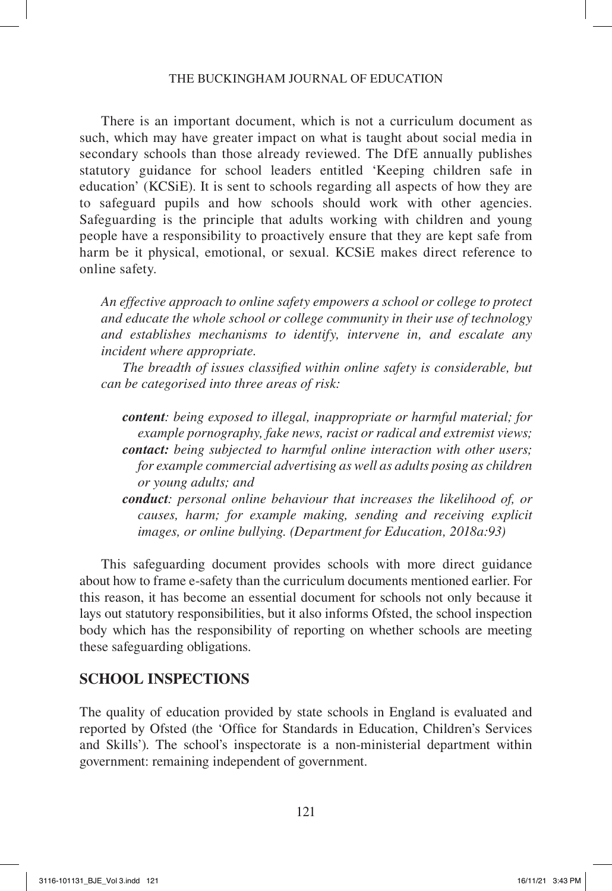There is an important document, which is not a curriculum document as such, which may have greater impact on what is taught about social media in secondary schools than those already reviewed. The DfE annually publishes statutory guidance for school leaders entitled 'Keeping children safe in education' (KCSiE). It is sent to schools regarding all aspects of how they are to safeguard pupils and how schools should work with other agencies. Safeguarding is the principle that adults working with children and young people have a responsibility to proactively ensure that they are kept safe from harm be it physical, emotional, or sexual. KCSiE makes direct reference to online safety.

> *An effective approach to online safety empowers a school or college to protect and educate the whole school or college community in their use of technology and establishes mechanisms to identify, intervene in, and escalate any incident where appropriate.*
>
> *The breadth of issues classified within online safety is considerable, but can be categorised into three areas of risk:*
>
> ***content**: being exposed to illegal, inappropriate or harmful material; for example pornography, fake news, racist or radical and extremist views;*
> ***contact:** being subjected to harmful online interaction with other users; for example commercial advertising as well as adults posing as children or young adults; and*
> ***conduct**: personal online behaviour that increases the likelihood of, or causes, harm; for example making, sending and receiving explicit images, or online bullying. (Department for Education, 2018a:93)*

This safeguarding document provides schools with more direct guidance about how to frame e-safety than the curriculum documents mentioned earlier. For this reason, it has become an essential document for schools not only because it lays out statutory responsibilities, but it also informs Ofsted, the school inspection body which has the responsibility of reporting on whether schools are meeting these safeguarding obligations.

## SCHOOL INSPECTIONS

The quality of education provided by state schools in England is evaluated and reported by Ofsted (the 'Office for Standards in Education, Children's Services and Skills'). The school's inspectorate is a non-ministerial department within government: remaining independent of government.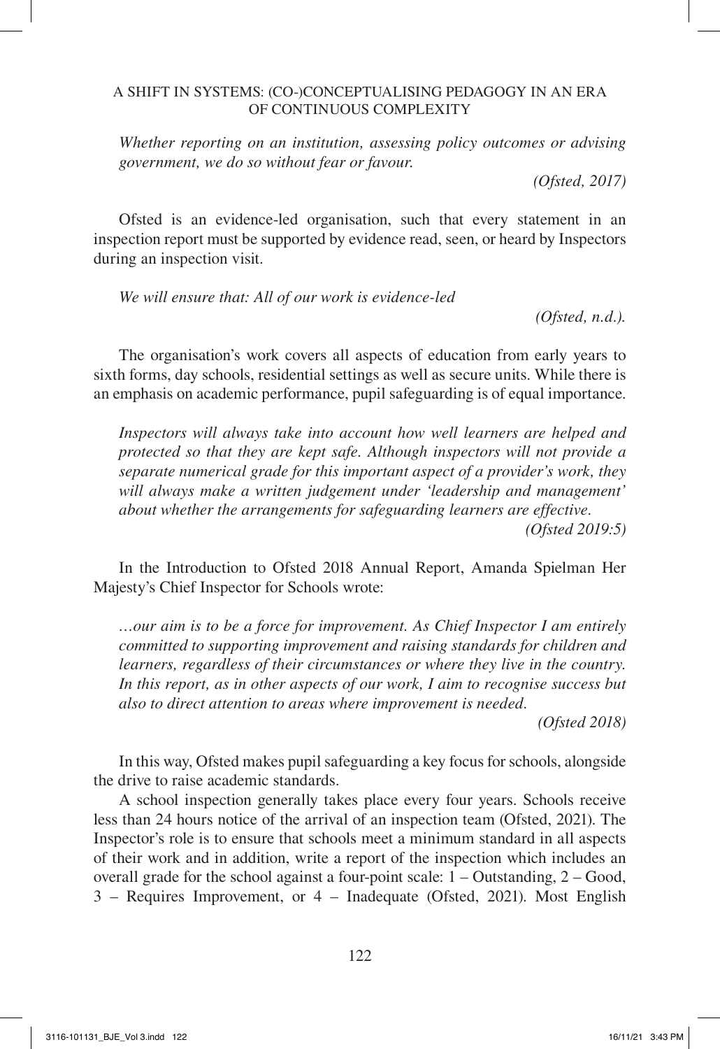*Whether reporting on an institution, assessing policy outcomes or advising government, we do so without fear or favour.*

*(Ofsted, 2017)*

Ofsted is an evidence-led organisation, such that every statement in an inspection report must be supported by evidence read, seen, or heard by Inspectors during an inspection visit.

*We will ensure that: All of our work is evidence-led*

*(Ofsted, n.d.).*

The organisation's work covers all aspects of education from early years to sixth forms, day schools, residential settings as well as secure units. While there is an emphasis on academic performance, pupil safeguarding is of equal importance.

*Inspectors will always take into account how well learners are helped and protected so that they are kept safe. Although inspectors will not provide a separate numerical grade for this important aspect of a provider's work, they will always make a written judgement under 'leadership and management' about whether the arrangements for safeguarding learners are effective.*

*(Ofsted 2019:5)*

In the Introduction to Ofsted 2018 Annual Report, Amanda Spielman Her Majesty's Chief Inspector for Schools wrote:

*…our aim is to be a force for improvement. As Chief Inspector I am entirely committed to supporting improvement and raising standards for children and learners, regardless of their circumstances or where they live in the country. In this report, as in other aspects of our work, I aim to recognise success but also to direct attention to areas where improvement is needed.*

*(Ofsted 2018)*

In this way, Ofsted makes pupil safeguarding a key focus for schools, alongside the drive to raise academic standards.

A school inspection generally takes place every four years. Schools receive less than 24 hours notice of the arrival of an inspection team (Ofsted, 2021). The Inspector's role is to ensure that schools meet a minimum standard in all aspects of their work and in addition, write a report of the inspection which includes an overall grade for the school against a four-point scale: 1 – Outstanding, 2 – Good, 3 – Requires Improvement, or 4 – Inadequate (Ofsted, 2021). Most English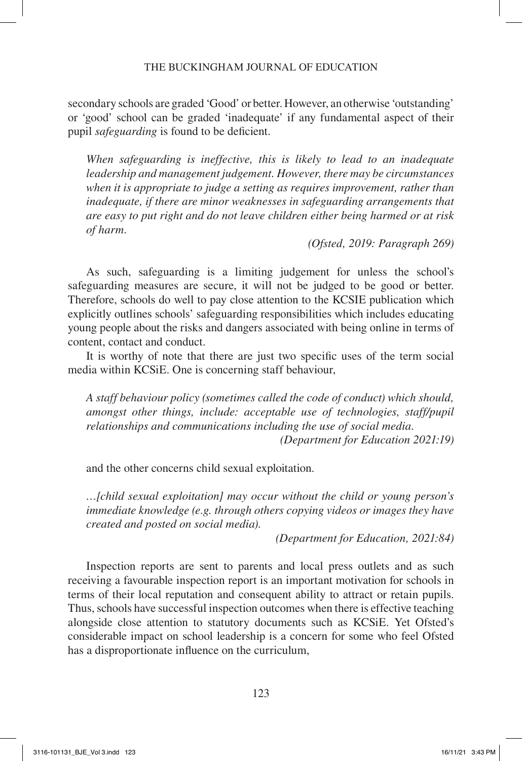secondary schools are graded 'Good' or better. However, an otherwise 'outstanding' or 'good' school can be graded 'inadequate' if any fundamental aspect of their pupil *safeguarding* is found to be deficient.

> *When safeguarding is ineffective, this is likely to lead to an inadequate leadership and management judgement. However, there may be circumstances when it is appropriate to judge a setting as requires improvement, rather than inadequate, if there are minor weaknesses in safeguarding arrangements that are easy to put right and do not leave children either being harmed or at risk of harm.*
>
> *(Ofsted, 2019: Paragraph 269)*

As such, safeguarding is a limiting judgement for unless the school's safeguarding measures are secure, it will not be judged to be good or better. Therefore, schools do well to pay close attention to the KCSIE publication which explicitly outlines schools' safeguarding responsibilities which includes educating young people about the risks and dangers associated with being online in terms of content, contact and conduct.

It is worthy of note that there are just two specific uses of the term social media within KCSiE. One is concerning staff behaviour,

> *A staff behaviour policy (sometimes called the code of conduct) which should, amongst other things, include: acceptable use of technologies, staff/pupil relationships and communications including the use of social media.*
>
> *(Department for Education 2021:19)*

and the other concerns child sexual exploitation.

> *…[child sexual exploitation] may occur without the child or young person's immediate knowledge (e.g. through others copying videos or images they have created and posted on social media).*
>
> *(Department for Education, 2021:84)*

Inspection reports are sent to parents and local press outlets and as such receiving a favourable inspection report is an important motivation for schools in terms of their local reputation and consequent ability to attract or retain pupils. Thus, schools have successful inspection outcomes when there is effective teaching alongside close attention to statutory documents such as KCSiE. Yet Ofsted's considerable impact on school leadership is a concern for some who feel Ofsted has a disproportionate influence on the curriculum,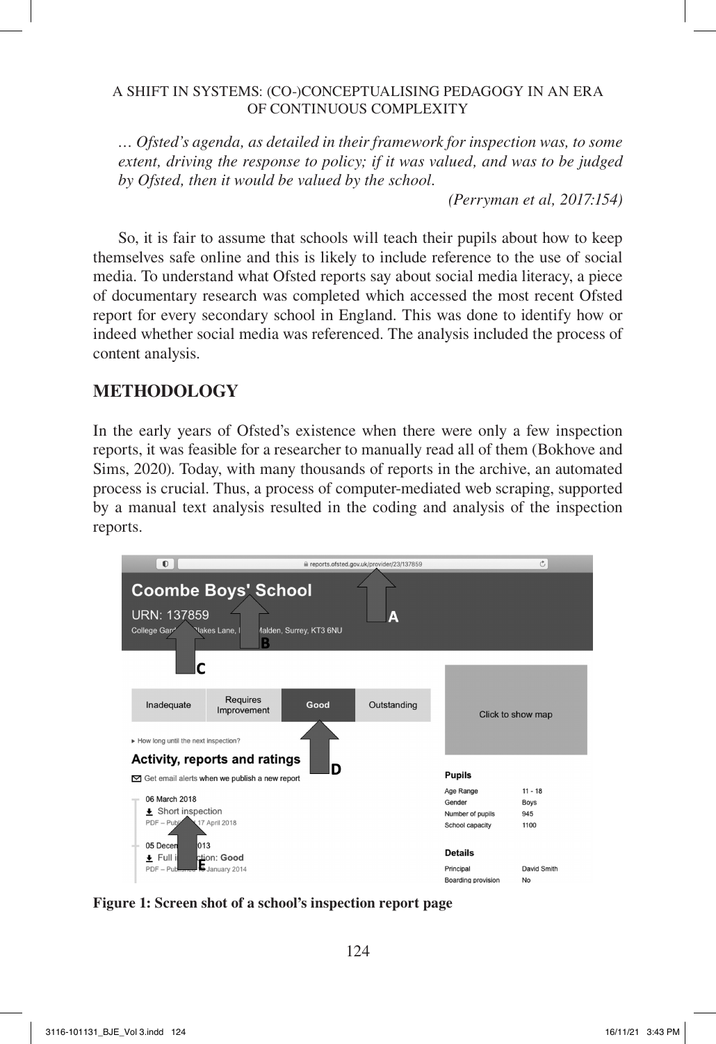*… Ofsted's agenda, as detailed in their framework for inspection was, to some extent, driving the response to policy; if it was valued, and was to be judged by Ofsted, then it would be valued by the school.*

*(Perryman et al, 2017:154)*

So, it is fair to assume that schools will teach their pupils about how to keep themselves safe online and this is likely to include reference to the use of social media. To understand what Ofsted reports say about social media literacy, a piece of documentary research was completed which accessed the most recent Ofsted report for every secondary school in England. This was done to identify how or indeed whether social media was referenced. The analysis included the process of content analysis.

## METHODOLOGY

In the early years of Ofsted's existence when there were only a few inspection reports, it was feasible for a researcher to manually read all of them (Bokhove and Sims, 2020). Today, with many thousands of reports in the archive, an automated process is crucial. Thus, a process of computer-mediated web scraping, supported by a manual text analysis resulted in the coding and analysis of the inspection reports.

**Figure 1: Screen shot of a school's inspection report page**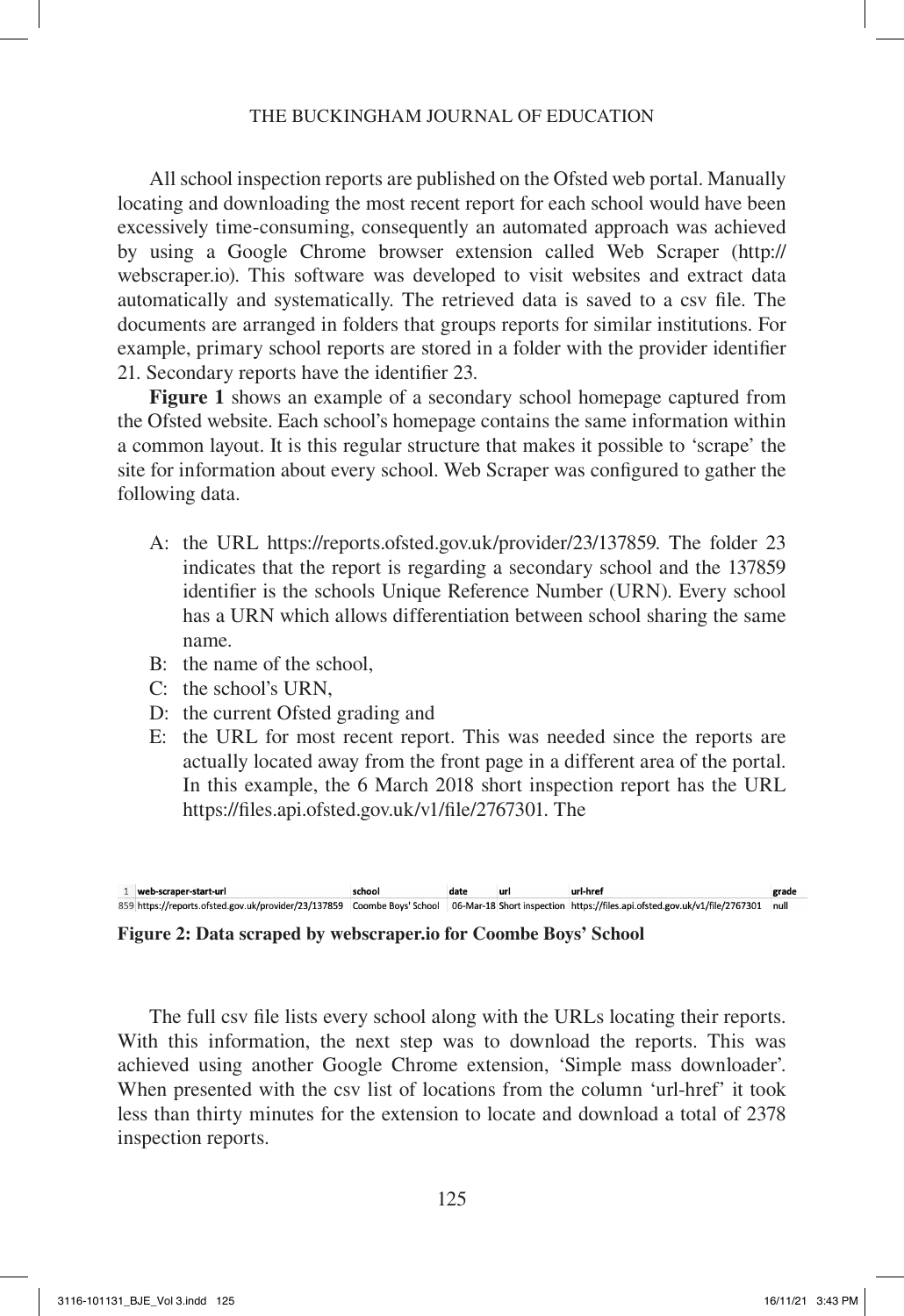All school inspection reports are published on the Ofsted web portal. Manually locating and downloading the most recent report for each school would have been excessively time-consuming, consequently an automated approach was achieved by using a Google Chrome browser extension called Web Scraper (http://webscraper.io). This software was developed to visit websites and extract data automatically and systematically. The retrieved data is saved to a csv file. The documents are arranged in folders that groups reports for similar institutions. For example, primary school reports are stored in a folder with the provider identifier 21. Secondary reports have the identifier 23.

**Figure 1** shows an example of a secondary school homepage captured from the Ofsted website. Each school's homepage contains the same information within a common layout. It is this regular structure that makes it possible to 'scrape' the site for information about every school. Web Scraper was configured to gather the following data.

- A: the URL https://reports.ofsted.gov.uk/provider/23/137859. The folder 23 indicates that the report is regarding a secondary school and the 137859 identifier is the schools Unique Reference Number (URN). Every school has a URN which allows differentiation between school sharing the same name.
- B: the name of the school,
- C: the school's URN,
- D: the current Ofsted grading and
- E: the URL for most recent report. This was needed since the reports are actually located away from the front page in a different area of the portal. In this example, the 6 March 2018 short inspection report has the URL https://files.api.ofsted.gov.uk/v1/file/2767301. The

| 1 | web-scraper-start-url | school | date | url | url-href | grade |
|---|---|---|---|---|---|---|
| 859 | https://reports.ofsted.gov.uk/provider/23/137859 | Coombe Boys' School | 06-Mar-18 | Short inspection | https://files.api.ofsted.gov.uk/v1/file/2767301 | null |

**Figure 2: Data scraped by webscraper.io for Coombe Boys' School**

The full csv file lists every school along with the URLs locating their reports. With this information, the next step was to download the reports. This was achieved using another Google Chrome extension, 'Simple mass downloader'. When presented with the csv list of locations from the column 'url-href' it took less than thirty minutes for the extension to locate and download a total of 2378 inspection reports.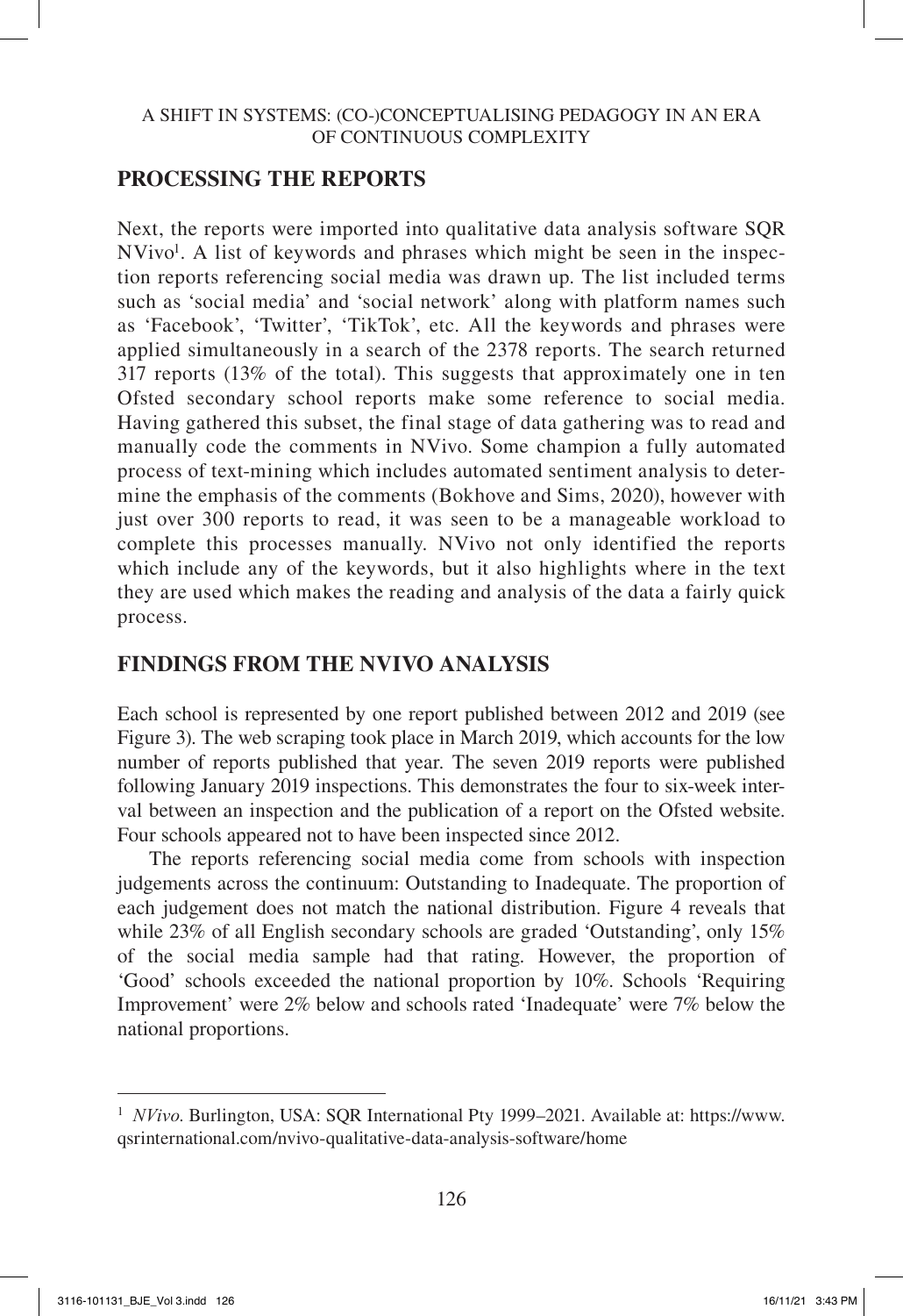## PROCESSING THE REPORTS

Next, the reports were imported into qualitative data analysis software SQR NVivo[1]. A list of keywords and phrases which might be seen in the inspection reports referencing social media was drawn up. The list included terms such as 'social media' and 'social network' along with platform names such as 'Facebook', 'Twitter', 'TikTok', etc. All the keywords and phrases were applied simultaneously in a search of the 2378 reports. The search returned 317 reports (13% of the total). This suggests that approximately one in ten Ofsted secondary school reports make some reference to social media. Having gathered this subset, the final stage of data gathering was to read and manually code the comments in NVivo. Some champion a fully automated process of text-mining which includes automated sentiment analysis to determine the emphasis of the comments (Bokhove and Sims, 2020), however with just over 300 reports to read, it was seen to be a manageable workload to complete this processes manually. NVivo not only identified the reports which include any of the keywords, but it also highlights where in the text they are used which makes the reading and analysis of the data a fairly quick process.

## FINDINGS FROM THE NVIVO ANALYSIS

Each school is represented by one report published between 2012 and 2019 (see Figure 3). The web scraping took place in March 2019, which accounts for the low number of reports published that year. The seven 2019 reports were published following January 2019 inspections. This demonstrates the four to six-week interval between an inspection and the publication of a report on the Ofsted website. Four schools appeared not to have been inspected since 2012.

The reports referencing social media come from schools with inspection judgements across the continuum: Outstanding to Inadequate. The proportion of each judgement does not match the national distribution. Figure 4 reveals that while 23% of all English secondary schools are graded 'Outstanding', only 15% of the social media sample had that rating. However, the proportion of 'Good' schools exceeded the national proportion by 10%. Schools 'Requiring Improvement' were 2% below and schools rated 'Inadequate' were 7% below the national proportions.

---

[1] *NVivo*. Burlington, USA: SQR International Pty 1999–2021. Available at: https://www.qsrinternational.com/nvivo-qualitative-data-analysis-software/home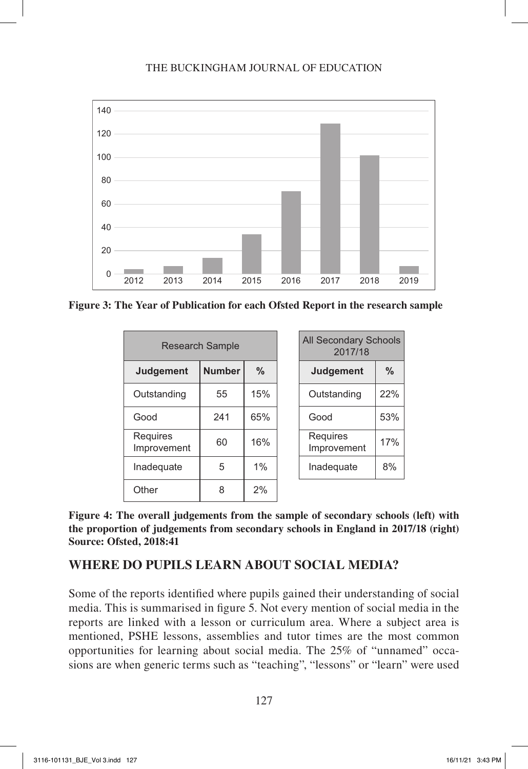**Figure 3: The Year of Publication for each Ofsted Report in the research sample**

| Research Sample | | |
|---|---|---|
| **Judgement** | **Number** | **%** |
| Outstanding | 55 | 15% |
| Good | 241 | 65% |
| Requires Improvement | 60 | 16% |
| Inadequate | 5 | 1% |
| Other | 8 | 2% |

| All Secondary Schools 2017/18 | |
|---|---|
| **Judgement** | **%** |
| Outstanding | 22% |
| Good | 53% |
| Requires Improvement | 17% |
| Inadequate | 8% |

**Figure 4: The overall judgements from the sample of secondary schools (left) with the proportion of judgements from secondary schools in England in 2017/18 (right) Source: Ofsted, 2018:41**

## WHERE DO PUPILS LEARN ABOUT SOCIAL MEDIA?

Some of the reports identified where pupils gained their understanding of social media. This is summarised in figure 5. Not every mention of social media in the reports are linked with a lesson or curriculum area. Where a subject area is mentioned, PSHE lessons, assemblies and tutor times are the most common opportunities for learning about social media. The 25% of "unnamed" occasions are when generic terms such as "teaching", "lessons" or "learn" were used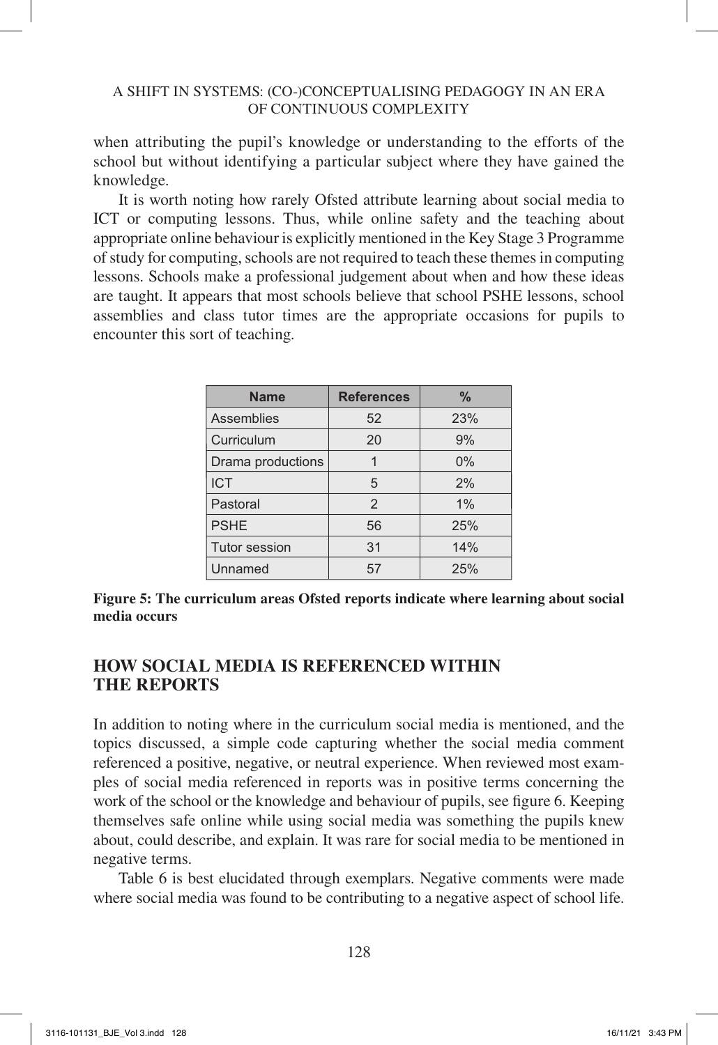when attributing the pupil's knowledge or understanding to the efforts of the school but without identifying a particular subject where they have gained the knowledge.

It is worth noting how rarely Ofsted attribute learning about social media to ICT or computing lessons. Thus, while online safety and the teaching about appropriate online behaviour is explicitly mentioned in the Key Stage 3 Programme of study for computing, schools are not required to teach these themes in computing lessons. Schools make a professional judgement about when and how these ideas are taught. It appears that most schools believe that school PSHE lessons, school assemblies and class tutor times are the appropriate occasions for pupils to encounter this sort of teaching.

| Name | References | % |
|---|---|---|
| Assemblies | 52 | 23% |
| Curriculum | 20 | 9% |
| Drama productions | 1 | 0% |
| ICT | 5 | 2% |
| Pastoral | 2 | 1% |
| PSHE | 56 | 25% |
| Tutor session | 31 | 14% |
| Unnamed | 57 | 25% |

**Figure 5: The curriculum areas Ofsted reports indicate where learning about social media occurs**

## HOW SOCIAL MEDIA IS REFERENCED WITHIN THE REPORTS

In addition to noting where in the curriculum social media is mentioned, and the topics discussed, a simple code capturing whether the social media comment referenced a positive, negative, or neutral experience. When reviewed most examples of social media referenced in reports was in positive terms concerning the work of the school or the knowledge and behaviour of pupils, see figure 6. Keeping themselves safe online while using social media was something the pupils knew about, could describe, and explain. It was rare for social media to be mentioned in negative terms.

Table 6 is best elucidated through exemplars. Negative comments were made where social media was found to be contributing to a negative aspect of school life.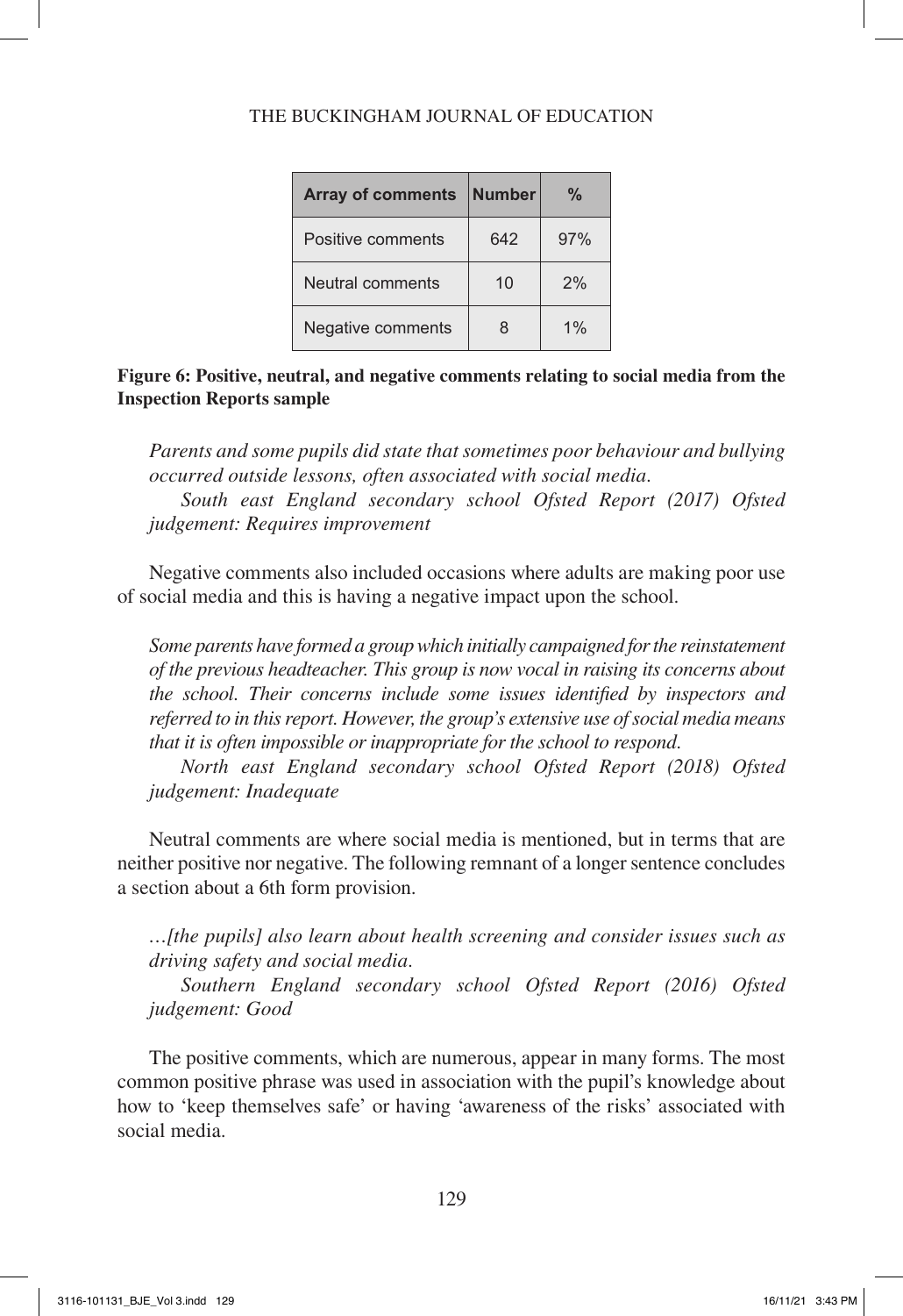| Array of comments | Number | % |
|---|---|---|
| Positive comments | 642 | 97% |
| Neutral comments | 10 | 2% |
| Negative comments | 8 | 1% |

**Figure 6: Positive, neutral, and negative comments relating to social media from the Inspection Reports sample**

> *Parents and some pupils did state that sometimes poor behaviour and bullying occurred outside lessons, often associated with social media.*
>
> *South east England secondary school Ofsted Report (2017) Ofsted judgement: Requires improvement*

Negative comments also included occasions where adults are making poor use of social media and this is having a negative impact upon the school.

> *Some parents have formed a group which initially campaigned for the reinstatement of the previous headteacher. This group is now vocal in raising its concerns about the school. Their concerns include some issues identified by inspectors and referred to in this report. However, the group's extensive use of social media means that it is often impossible or inappropriate for the school to respond.*
>
> *North east England secondary school Ofsted Report (2018) Ofsted judgement: Inadequate*

Neutral comments are where social media is mentioned, but in terms that are neither positive nor negative. The following remnant of a longer sentence concludes a section about a 6th form provision.

> *…[the pupils] also learn about health screening and consider issues such as driving safety and social media.*
>
> *Southern England secondary school Ofsted Report (2016) Ofsted judgement: Good*

The positive comments, which are numerous, appear in many forms. The most common positive phrase was used in association with the pupil's knowledge about how to 'keep themselves safe' or having 'awareness of the risks' associated with social media.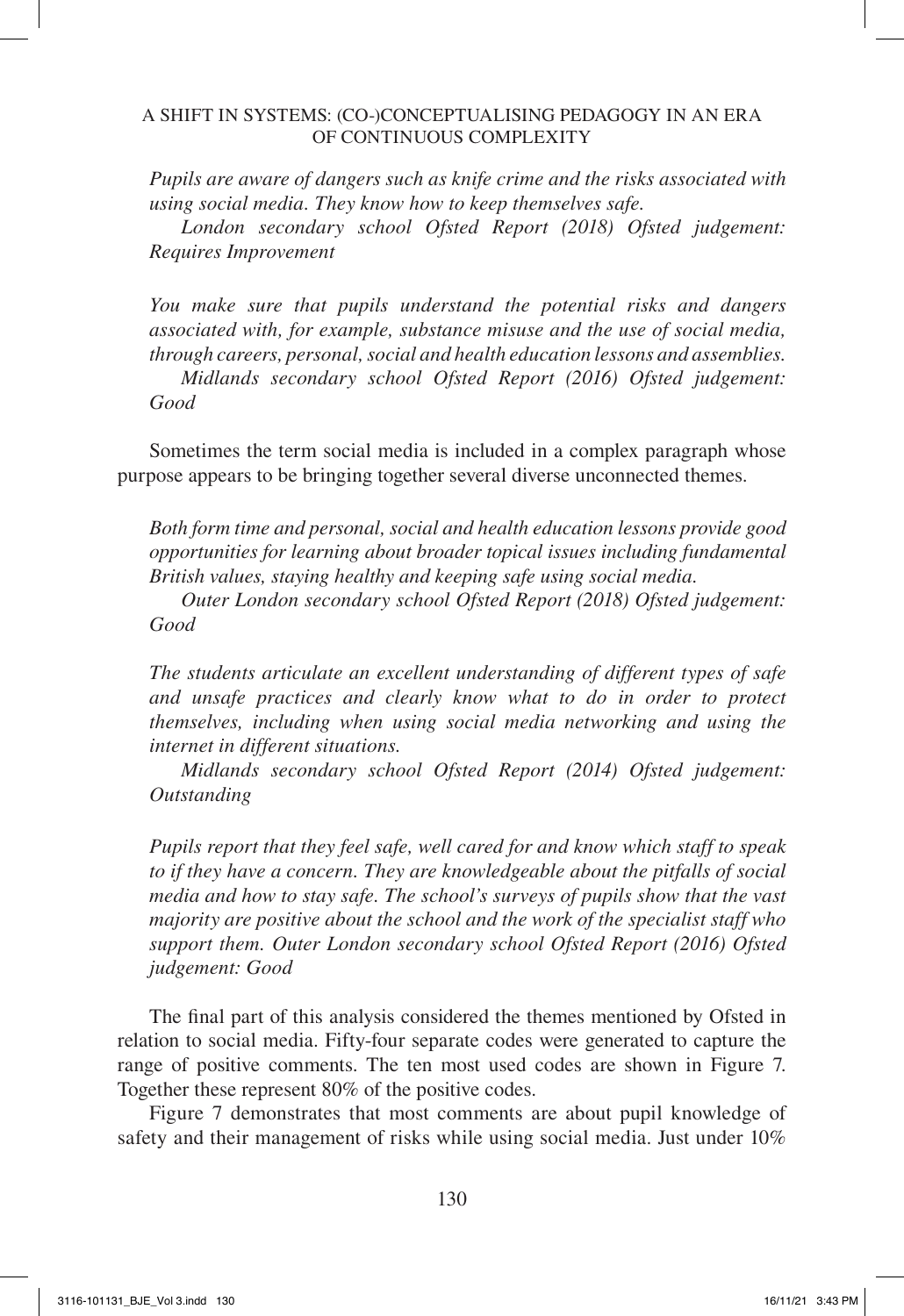*Pupils are aware of dangers such as knife crime and the risks associated with using social media. They know how to keep themselves safe.*

*London secondary school Ofsted Report (2018) Ofsted judgement: Requires Improvement*

*You make sure that pupils understand the potential risks and dangers associated with, for example, substance misuse and the use of social media, through careers, personal, social and health education lessons and assemblies.*

*Midlands secondary school Ofsted Report (2016) Ofsted judgement: Good*

Sometimes the term social media is included in a complex paragraph whose purpose appears to be bringing together several diverse unconnected themes.

*Both form time and personal, social and health education lessons provide good opportunities for learning about broader topical issues including fundamental British values, staying healthy and keeping safe using social media.*

*Outer London secondary school Ofsted Report (2018) Ofsted judgement: Good*

*The students articulate an excellent understanding of different types of safe and unsafe practices and clearly know what to do in order to protect themselves, including when using social media networking and using the internet in different situations.*

*Midlands secondary school Ofsted Report (2014) Ofsted judgement: Outstanding*

*Pupils report that they feel safe, well cared for and know which staff to speak to if they have a concern. They are knowledgeable about the pitfalls of social media and how to stay safe. The school's surveys of pupils show that the vast majority are positive about the school and the work of the specialist staff who support them. Outer London secondary school Ofsted Report (2016) Ofsted judgement: Good*

The final part of this analysis considered the themes mentioned by Ofsted in relation to social media. Fifty-four separate codes were generated to capture the range of positive comments. The ten most used codes are shown in Figure 7. Together these represent 80% of the positive codes.

Figure 7 demonstrates that most comments are about pupil knowledge of safety and their management of risks while using social media. Just under 10%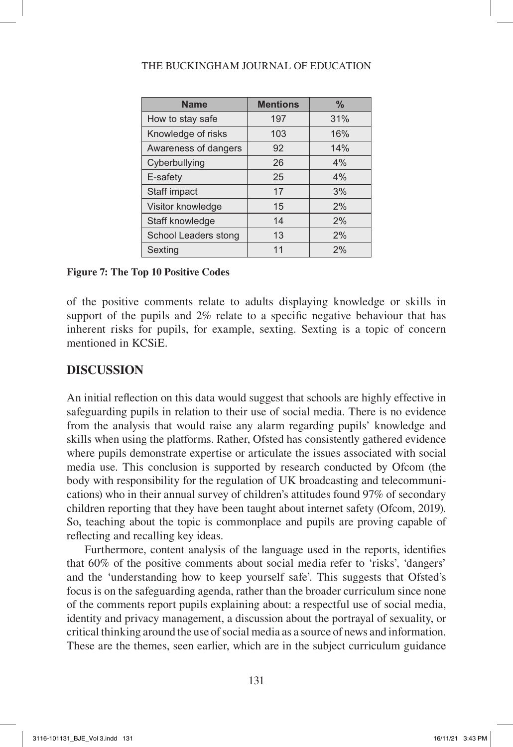| Name | Mentions | % |
|---|---|---|
| How to stay safe | 197 | 31% |
| Knowledge of risks | 103 | 16% |
| Awareness of dangers | 92 | 14% |
| Cyberbullying | 26 | 4% |
| E-safety | 25 | 4% |
| Staff impact | 17 | 3% |
| Visitor knowledge | 15 | 2% |
| Staff knowledge | 14 | 2% |
| School Leaders stong | 13 | 2% |
| Sexting | 11 | 2% |

**Figure 7: The Top 10 Positive Codes**

of the positive comments relate to adults displaying knowledge or skills in support of the pupils and 2% relate to a specific negative behaviour that has inherent risks for pupils, for example, sexting. Sexting is a topic of concern mentioned in KCSiE.

## DISCUSSION

An initial reflection on this data would suggest that schools are highly effective in safeguarding pupils in relation to their use of social media. There is no evidence from the analysis that would raise any alarm regarding pupils' knowledge and skills when using the platforms. Rather, Ofsted has consistently gathered evidence where pupils demonstrate expertise or articulate the issues associated with social media use. This conclusion is supported by research conducted by Ofcom (the body with responsibility for the regulation of UK broadcasting and telecommunications) who in their annual survey of children's attitudes found 97% of secondary children reporting that they have been taught about internet safety (Ofcom, 2019). So, teaching about the topic is commonplace and pupils are proving capable of reflecting and recalling key ideas.

Furthermore, content analysis of the language used in the reports, identifies that 60% of the positive comments about social media refer to 'risks', 'dangers' and the 'understanding how to keep yourself safe'. This suggests that Ofsted's focus is on the safeguarding agenda, rather than the broader curriculum since none of the comments report pupils explaining about: a respectful use of social media, identity and privacy management, a discussion about the portrayal of sexuality, or critical thinking around the use of social media as a source of news and information. These are the themes, seen earlier, which are in the subject curriculum guidance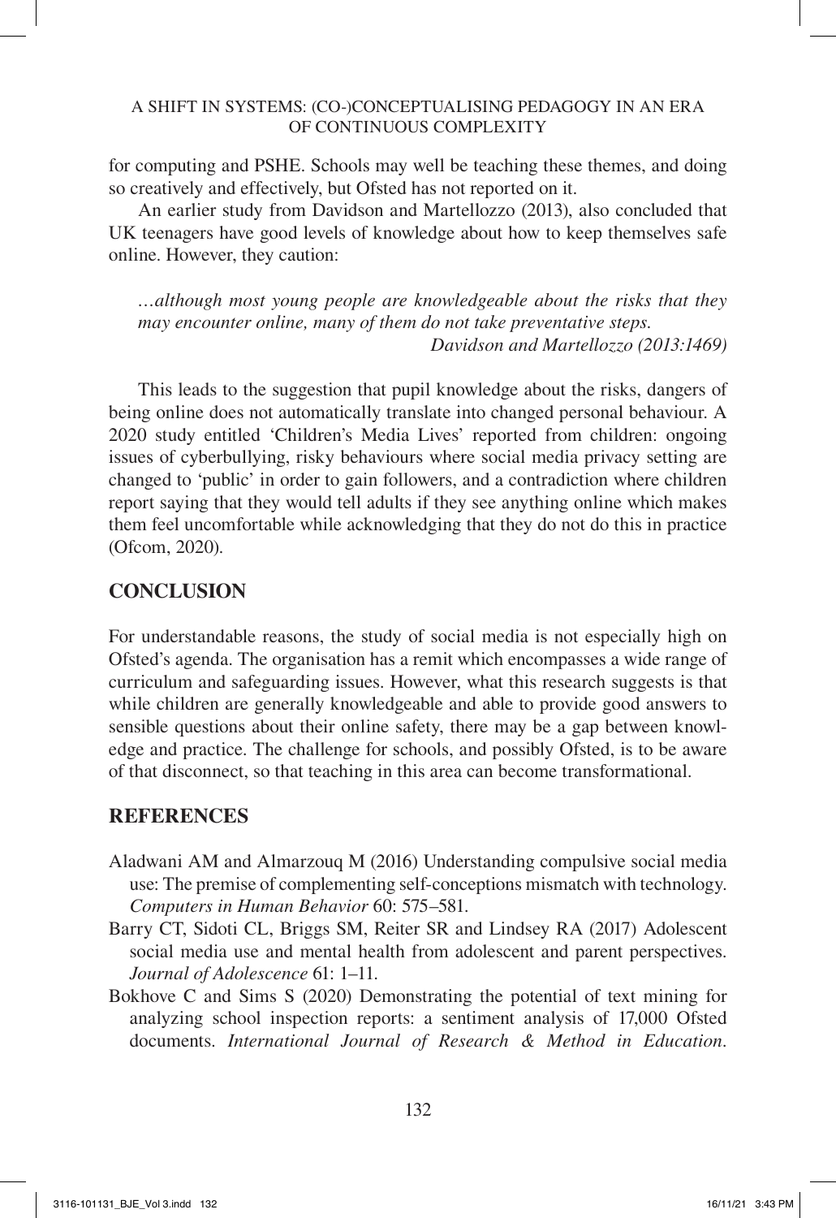for computing and PSHE. Schools may well be teaching these themes, and doing so creatively and effectively, but Ofsted has not reported on it.

An earlier study from Davidson and Martellozzo (2013), also concluded that UK teenagers have good levels of knowledge about how to keep themselves safe online. However, they caution:

> *…although most young people are knowledgeable about the risks that they may encounter online, many of them do not take preventative steps.*
> *Davidson and Martellozzo (2013:1469)*

This leads to the suggestion that pupil knowledge about the risks, dangers of being online does not automatically translate into changed personal behaviour. A 2020 study entitled 'Children's Media Lives' reported from children: ongoing issues of cyberbullying, risky behaviours where social media privacy setting are changed to 'public' in order to gain followers, and a contradiction where children report saying that they would tell adults if they see anything online which makes them feel uncomfortable while acknowledging that they do not do this in practice (Ofcom, 2020).

## CONCLUSION

For understandable reasons, the study of social media is not especially high on Ofsted's agenda. The organisation has a remit which encompasses a wide range of curriculum and safeguarding issues. However, what this research suggests is that while children are generally knowledgeable and able to provide good answers to sensible questions about their online safety, there may be a gap between knowledge and practice. The challenge for schools, and possibly Ofsted, is to be aware of that disconnect, so that teaching in this area can become transformational.

## REFERENCES

Aladwani AM and Almarzouq M (2016) Understanding compulsive social media use: The premise of complementing self-conceptions mismatch with technology. *Computers in Human Behavior* 60: 575–581.

Barry CT, Sidoti CL, Briggs SM, Reiter SR and Lindsey RA (2017) Adolescent social media use and mental health from adolescent and parent perspectives. *Journal of Adolescence* 61: 1–11.

Bokhove C and Sims S (2020) Demonstrating the potential of text mining for analyzing school inspection reports: a sentiment analysis of 17,000 Ofsted documents. *International Journal of Research & Method in Education*.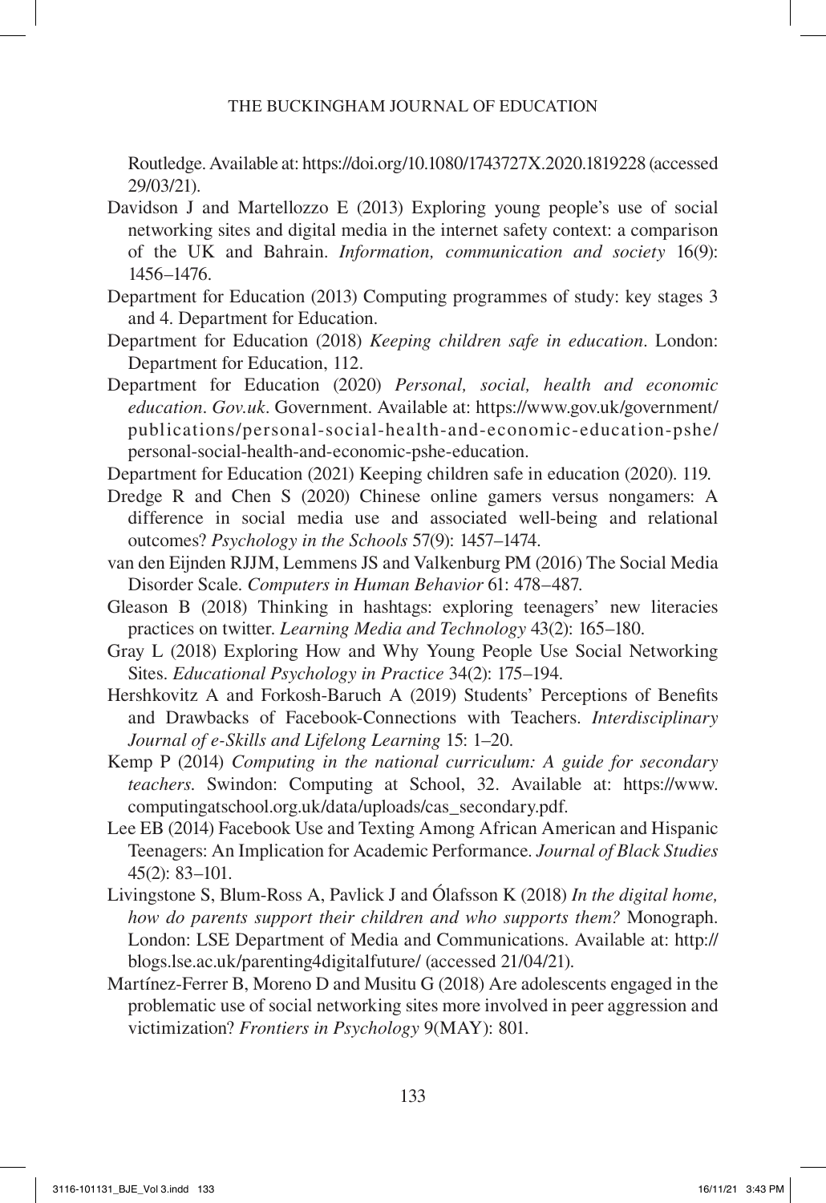Routledge. Available at: https://doi.org/10.1080/1743727X.2020.1819228 (accessed 29/03/21).

Davidson J and Martellozzo E (2013) Exploring young people's use of social networking sites and digital media in the internet safety context: a comparison of the UK and Bahrain. *Information, communication and society* 16(9): 1456–1476.

Department for Education (2013) Computing programmes of study: key stages 3 and 4. Department for Education.

Department for Education (2018) *Keeping children safe in education*. London: Department for Education, 112.

Department for Education (2020) *Personal, social, health and economic education*. *Gov.uk*. Government. Available at: https://www.gov.uk/government/publications/personal-social-health-and-economic-education-pshe/personal-social-health-and-economic-pshe-education.

Department for Education (2021) Keeping children safe in education (2020). 119.

Dredge R and Chen S (2020) Chinese online gamers versus nongamers: A difference in social media use and associated well-being and relational outcomes? *Psychology in the Schools* 57(9): 1457–1474.

van den Eijnden RJJM, Lemmens JS and Valkenburg PM (2016) The Social Media Disorder Scale. *Computers in Human Behavior* 61: 478–487.

Gleason B (2018) Thinking in hashtags: exploring teenagers' new literacies practices on twitter. *Learning Media and Technology* 43(2): 165–180.

Gray L (2018) Exploring How and Why Young People Use Social Networking Sites. *Educational Psychology in Practice* 34(2): 175–194.

Hershkovitz A and Forkosh-Baruch A (2019) Students' Perceptions of Benefits and Drawbacks of Facebook-Connections with Teachers. *Interdisciplinary Journal of e-Skills and Lifelong Learning* 15: 1–20.

Kemp P (2014) *Computing in the national curriculum: A guide for secondary teachers*. Swindon: Computing at School, 32. Available at: https://www.computingatschool.org.uk/data/uploads/cas_secondary.pdf.

Lee EB (2014) Facebook Use and Texting Among African American and Hispanic Teenagers: An Implication for Academic Performance. *Journal of Black Studies* 45(2): 83–101.

Livingstone S, Blum-Ross A, Pavlick J and Ólafsson K (2018) *In the digital home, how do parents support their children and who supports them?* Monograph. London: LSE Department of Media and Communications. Available at: http://blogs.lse.ac.uk/parenting4digitalfuture/ (accessed 21/04/21).

Martínez-Ferrer B, Moreno D and Musitu G (2018) Are adolescents engaged in the problematic use of social networking sites more involved in peer aggression and victimization? *Frontiers in Psychology* 9(MAY): 801.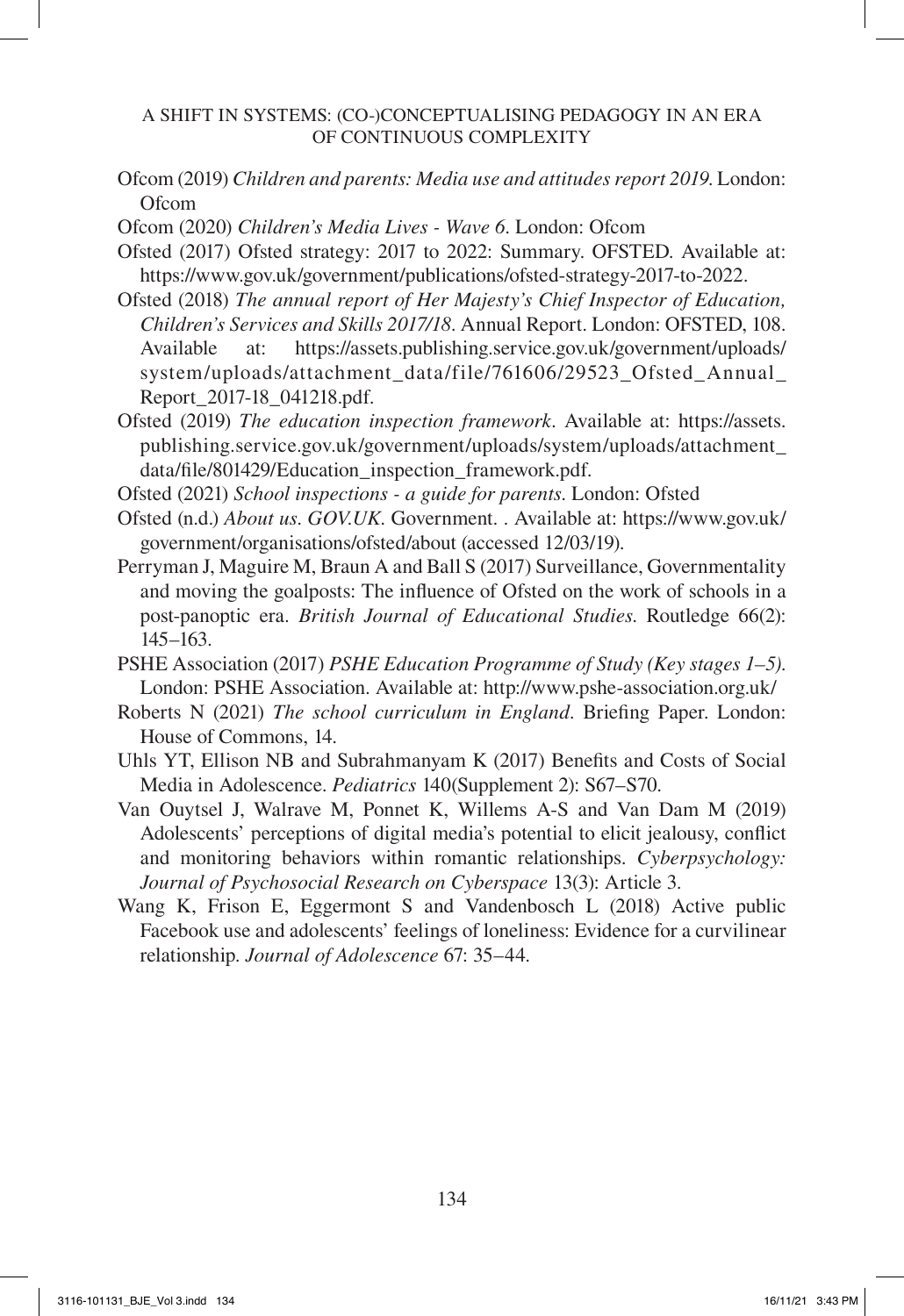Ofcom (2019) *Children and parents: Media use and attitudes report 2019*. London: Ofcom

Ofcom (2020) *Children's Media Lives - Wave 6*. London: Ofcom

Ofsted (2017) Ofsted strategy: 2017 to 2022: Summary. OFSTED. Available at: https://www.gov.uk/government/publications/ofsted-strategy-2017-to-2022.

Ofsted (2018) *The annual report of Her Majesty's Chief Inspector of Education, Children's Services and Skills 2017/18*. Annual Report. London: OFSTED, 108. Available at: https://assets.publishing.service.gov.uk/government/uploads/system/uploads/attachment_data/file/761606/29523_Ofsted_Annual_Report_2017-18_041218.pdf.

Ofsted (2019) *The education inspection framework*. Available at: https://assets.publishing.service.gov.uk/government/uploads/system/uploads/attachment_data/file/801429/Education_inspection_framework.pdf.

Ofsted (2021) *School inspections - a guide for parents*. London: Ofsted

Ofsted (n.d.) *About us. GOV.UK*. Government. . Available at: https://www.gov.uk/government/organisations/ofsted/about (accessed 12/03/19).

Perryman J, Maguire M, Braun A and Ball S (2017) Surveillance, Governmentality and moving the goalposts: The influence of Ofsted on the work of schools in a post-panoptic era. *British Journal of Educational Studies*. Routledge 66(2): 145–163.

PSHE Association (2017) *PSHE Education Programme of Study (Key stages 1–5)*. London: PSHE Association. Available at: http://www.pshe-association.org.uk/

Roberts N (2021) *The school curriculum in England*. Briefing Paper. London: House of Commons, 14.

Uhls YT, Ellison NB and Subrahmanyam K (2017) Benefits and Costs of Social Media in Adolescence. *Pediatrics* 140(Supplement 2): S67–S70.

Van Ouytsel J, Walrave M, Ponnet K, Willems A-S and Van Dam M (2019) Adolescents' perceptions of digital media's potential to elicit jealousy, conflict and monitoring behaviors within romantic relationships. *Cyberpsychology: Journal of Psychosocial Research on Cyberspace* 13(3): Article 3.

Wang K, Frison E, Eggermont S and Vandenbosch L (2018) Active public Facebook use and adolescents' feelings of loneliness: Evidence for a curvilinear relationship. *Journal of Adolescence* 67: 35–44.